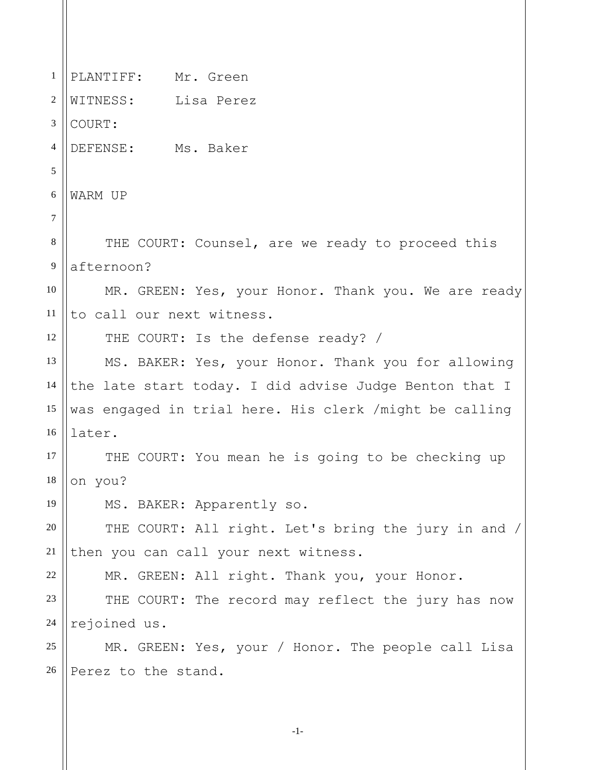PLANTIFF: Mr. Green

WITNESS: Lisa Perez

COURT:

DEFENSE: Ms. Baker

WARM UP

THE COURT: Counsel, are we ready to proceed this afternoon?

MR. GREEN: Yes, your Honor. Thank you. We are ready to call our next witness.

THE COURT: Is the defense ready? /

MS. BAKER: Yes, your Honor. Thank you for allowing the late start today. I did advise Judge Benton that I was engaged in trial here. His clerk /might be calling later.

THE COURT: You mean he is going to be checking up on you?

MS. BAKER: Apparently so.

THE COURT: All right. Let's bring the jury in and / then you can call your next witness.

MR. GREEN: All right. Thank you, your Honor.

THE COURT: The record may reflect the jury has now rejoined us.

MR. GREEN: Yes, your / Honor. The people call Lisa Perez to the stand.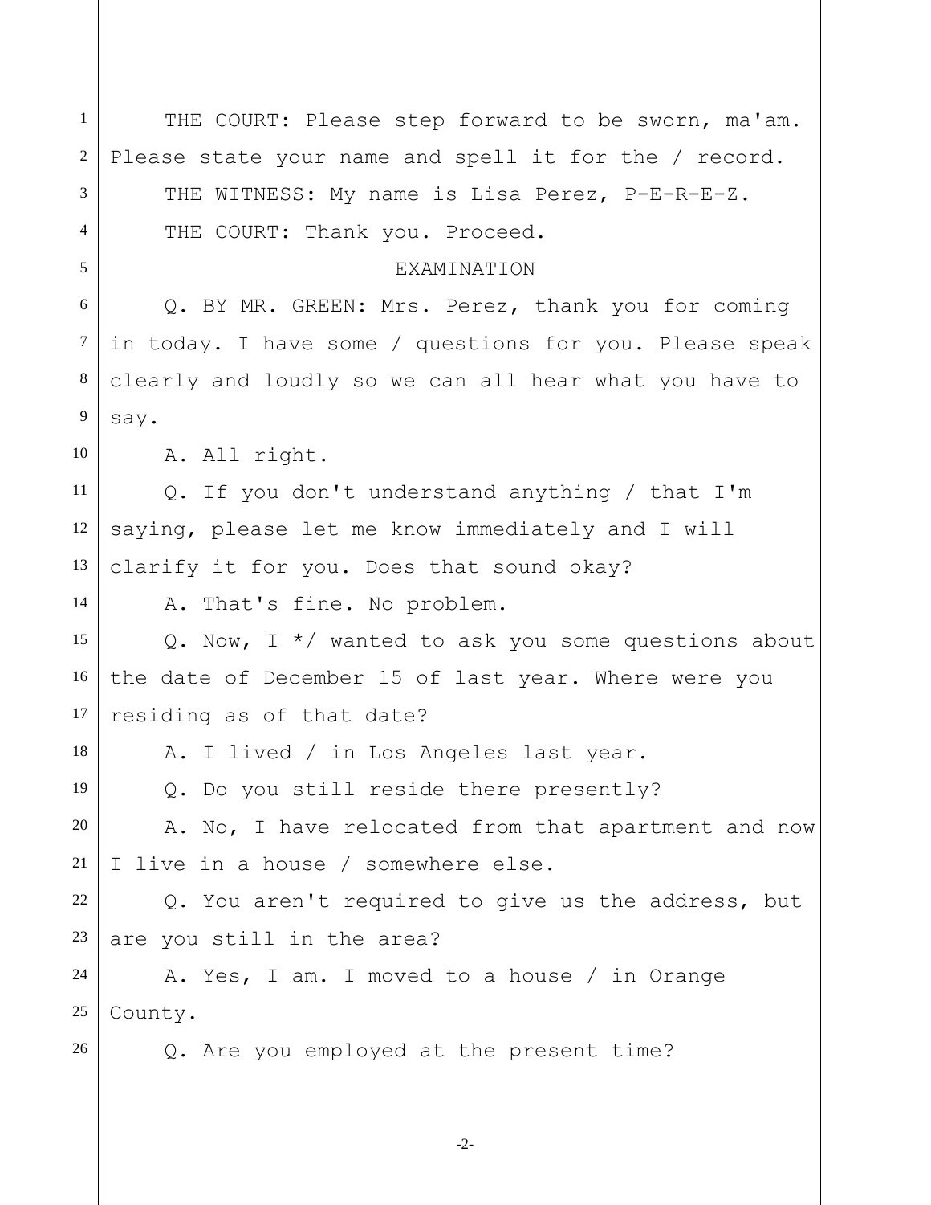THE COURT: Please step forward to be sworn, ma'am. Please state your name and spell it for the / record.

THE WITNESS: My name is Lisa Perez, P-E-R-E-Z.

THE COURT: Thank you. Proceed.

EXAMINATION

Q. BY MR. GREEN: Mrs. Perez, thank you for coming in today. I have some / questions for you. Please speak clearly and loudly so we can all hear what you have to say.

A. All right.

Q. If you don't understand anything / that I'm saying, please let me know immediately and I will clarify it for you. Does that sound okay?

A. That's fine. No problem.

Q. Now, I */ wanted to ask you some questions about the date of December 15 of last year. Where were you residing as of that date?

A. I lived / in Los Angeles last year.

Q. Do you still reside there presently?

A. No, I have relocated from that apartment and now I live in a house / somewhere else.

Q. You aren't required to give us the address, but are you still in the area?

A. Yes, I am. I moved to a house / in Orange County.

Q. Are you employed at the present time?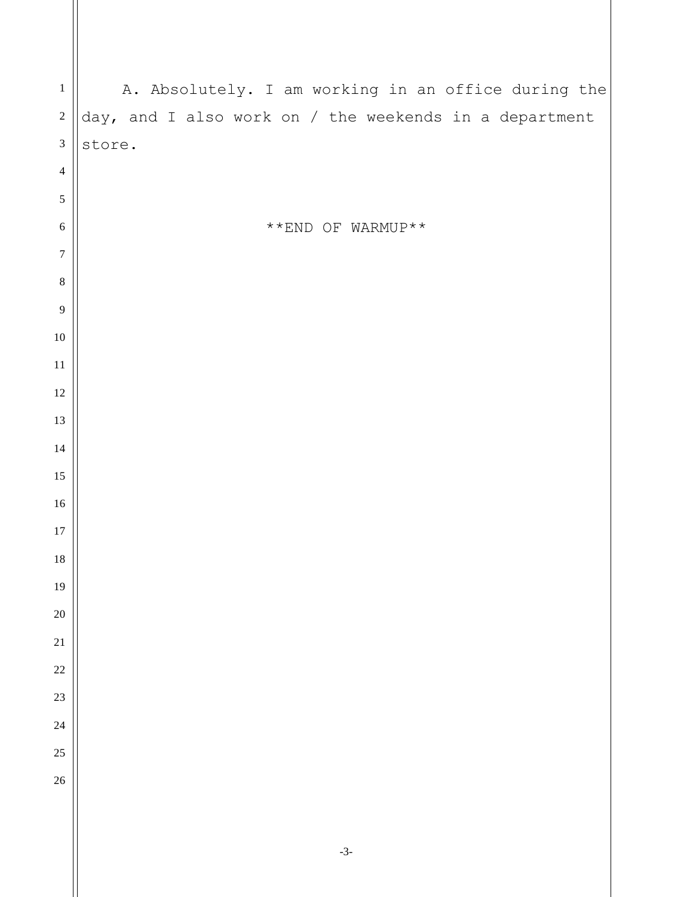A. Absolutely. I am working in an office during the day, and I also work on / the weekends in a department store.

**END OF WARMUP**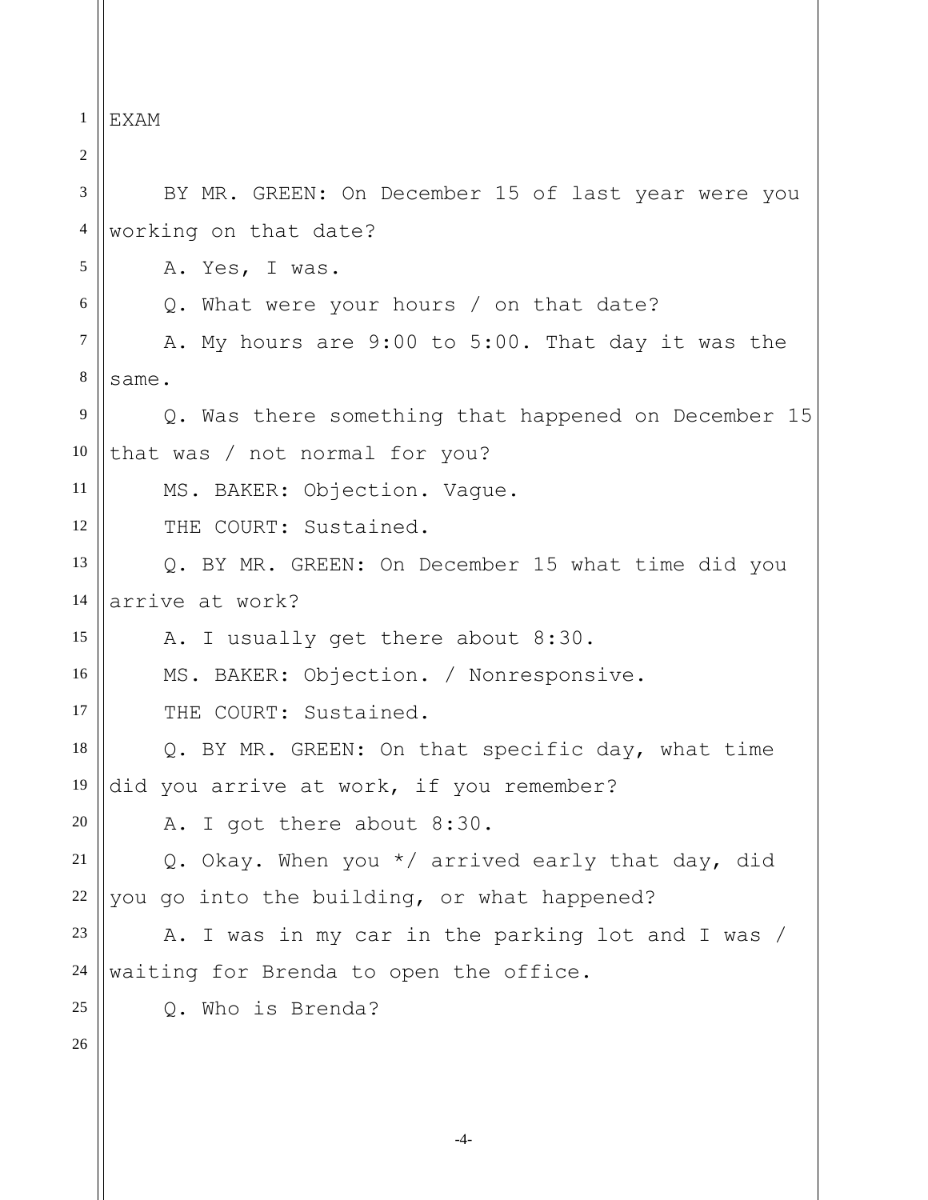EXAM

BY MR. GREEN: On December 15 of last year were you working on that date?

A. Yes, I was.

Q. What were your hours / on that date?

A. My hours are 9:00 to 5:00. That day it was the same.

Q. Was there something that happened on December 15 that was / not normal for you?

MS. BAKER: Objection. Vague.

THE COURT: Sustained.

Q. BY MR. GREEN: On December 15 what time did you arrive at work?

A. I usually get there about 8:30.

MS. BAKER: Objection. / Nonresponsive.

THE COURT: Sustained.

Q. BY MR. GREEN: On that specific day, what time did you arrive at work, if you remember?

A. I got there about 8:30.

Q. Okay. When you */ arrived early that day, did you go into the building, or what happened?

A. I was in my car in the parking lot and I was / waiting for Brenda to open the office.

Q. Who is Brenda?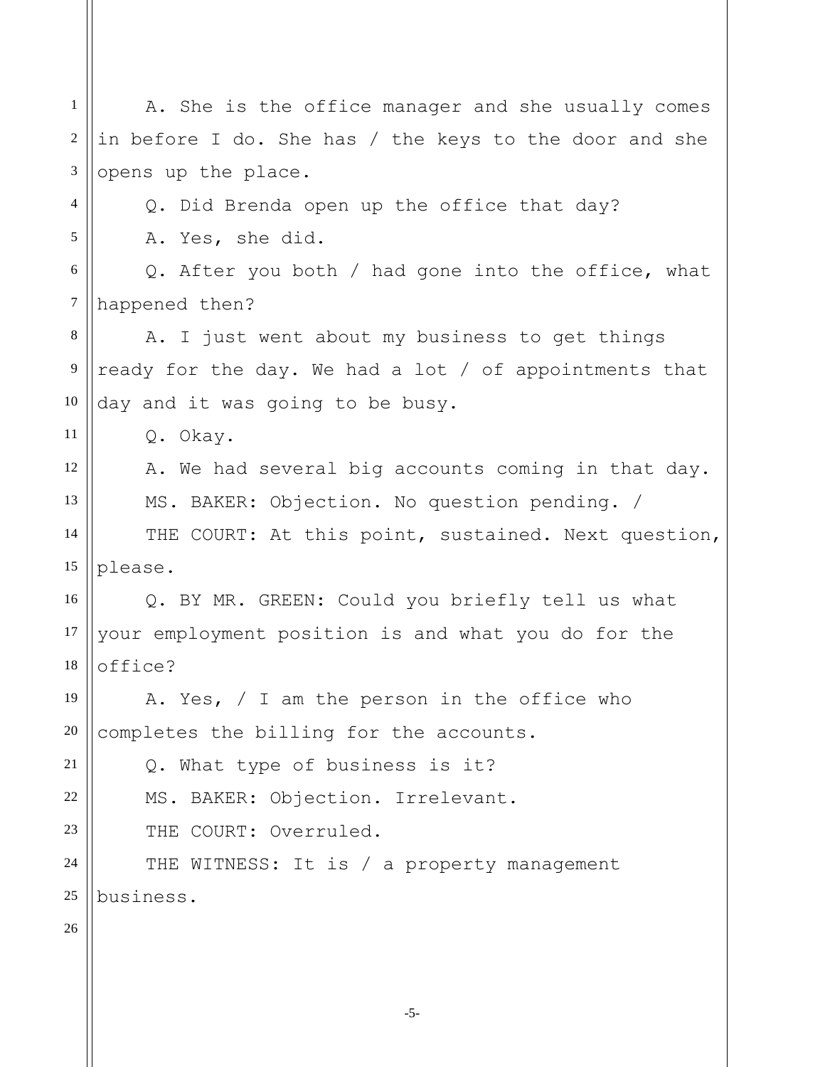A. She is the office manager and she usually comes in before I do. She has / the keys to the door and she opens up the place.

Q. Did Brenda open up the office that day?

A. Yes, she did.

Q. After you both / had gone into the office, what happened then?

A. I just went about my business to get things ready for the day. We had a lot / of appointments that day and it was going to be busy.

Q. Okay.

A. We had several big accounts coming in that day.

MS. BAKER: Objection. No question pending. /

THE COURT: At this point, sustained. Next question, please.

Q. BY MR. GREEN: Could you briefly tell us what your employment position is and what you do for the office?

A. Yes, / I am the person in the office who completes the billing for the accounts.

Q. What type of business is it?

MS. BAKER: Objection. Irrelevant.

THE COURT: Overruled.

THE WITNESS: It is / a property management business.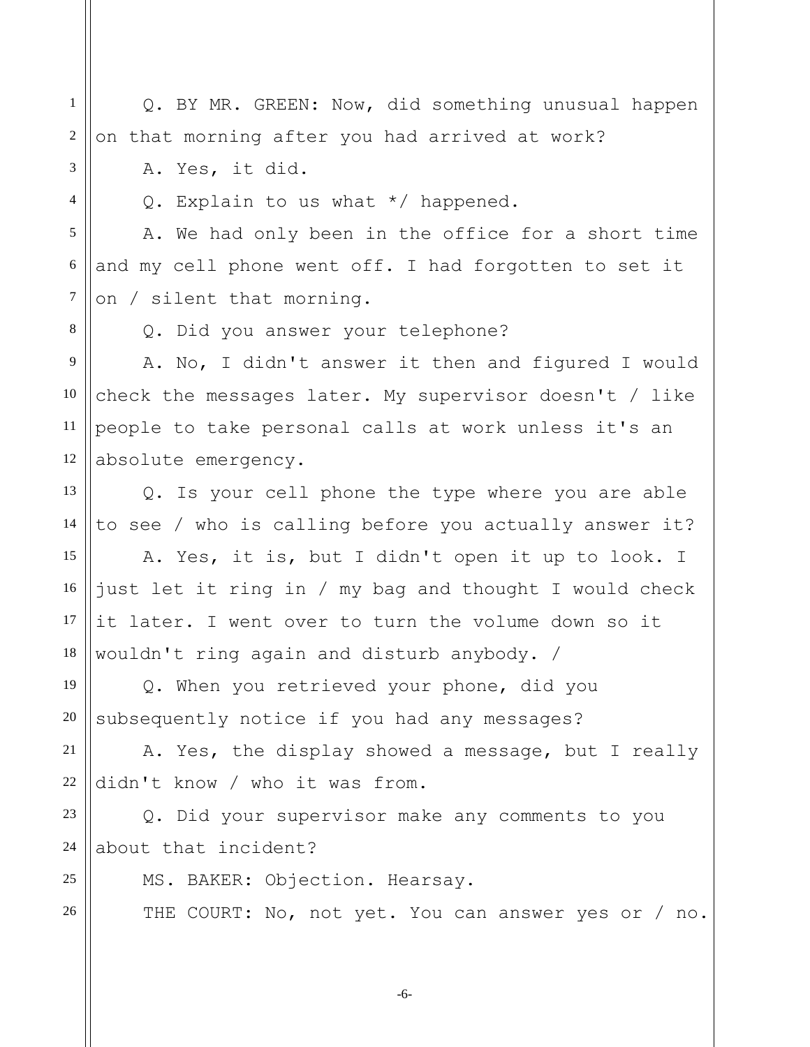Q. BY MR. GREEN: Now, did something unusual happen on that morning after you had arrived at work?

A. Yes, it did.

Q. Explain to us what */ happened.

A. We had only been in the office for a short time and my cell phone went off. I had forgotten to set it on / silent that morning.

Q. Did you answer your telephone?

A. No, I didn't answer it then and figured I would check the messages later. My supervisor doesn't / like people to take personal calls at work unless it's an absolute emergency.

Q. Is your cell phone the type where you are able to see / who is calling before you actually answer it?

A. Yes, it is, but I didn't open it up to look. I just let it ring in / my bag and thought I would check it later. I went over to turn the volume down so it wouldn't ring again and disturb anybody. /

Q. When you retrieved your phone, did you subsequently notice if you had any messages?

A. Yes, the display showed a message, but I really didn't know / who it was from.

Q. Did your supervisor make any comments to you about that incident?

MS. BAKER: Objection. Hearsay.

THE COURT: No, not yet. You can answer yes or / no.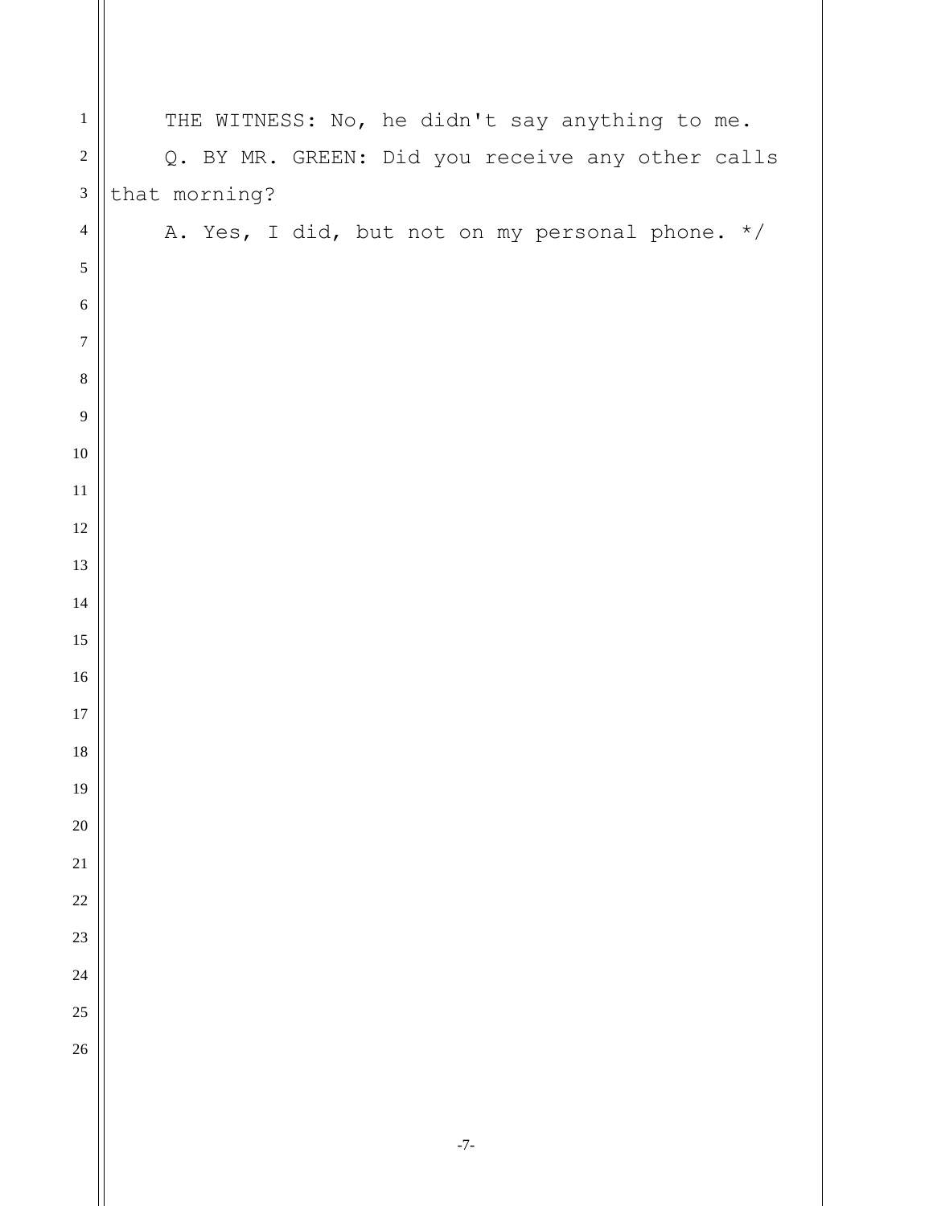THE WITNESS: No, he didn't say anything to me.

Q. BY MR. GREEN: Did you receive any other calls that morning?

A. Yes, I did, but not on my personal phone. */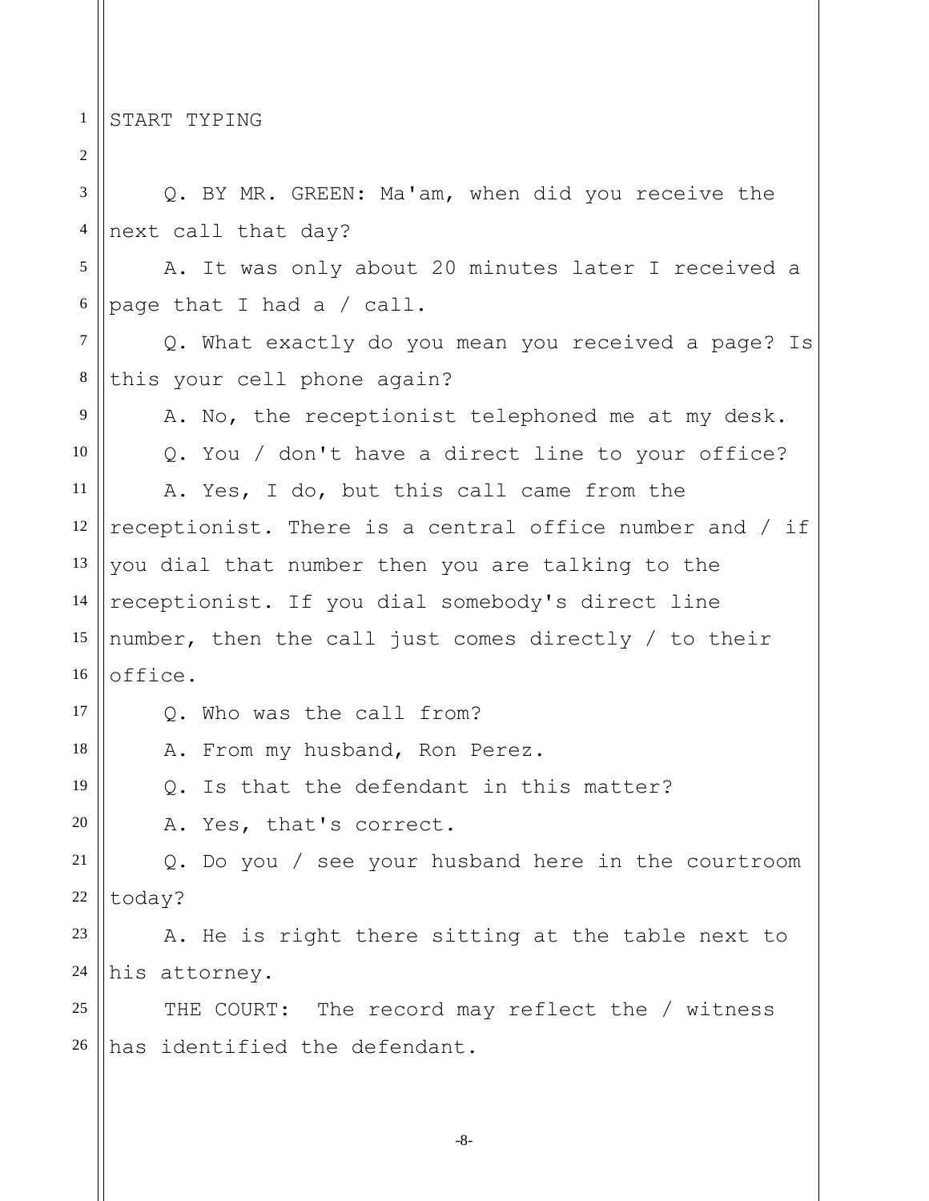START TYPING

Q. BY MR. GREEN: Ma'am, when did you receive the next call that day?

A. It was only about 20 minutes later I received a page that I had a / call.

Q. What exactly do you mean you received a page? Is this your cell phone again?

A. No, the receptionist telephoned me at my desk.

Q. You / don't have a direct line to your office?

A. Yes, I do, but this call came from the receptionist. There is a central office number and / if you dial that number then you are talking to the receptionist. If you dial somebody's direct line number, then the call just comes directly / to their office.

Q. Who was the call from?

A. From my husband, Ron Perez.

Q. Is that the defendant in this matter?

A. Yes, that's correct.

Q. Do you / see your husband here in the courtroom today?

A. He is right there sitting at the table next to his attorney.

THE COURT: The record may reflect the / witness has identified the defendant.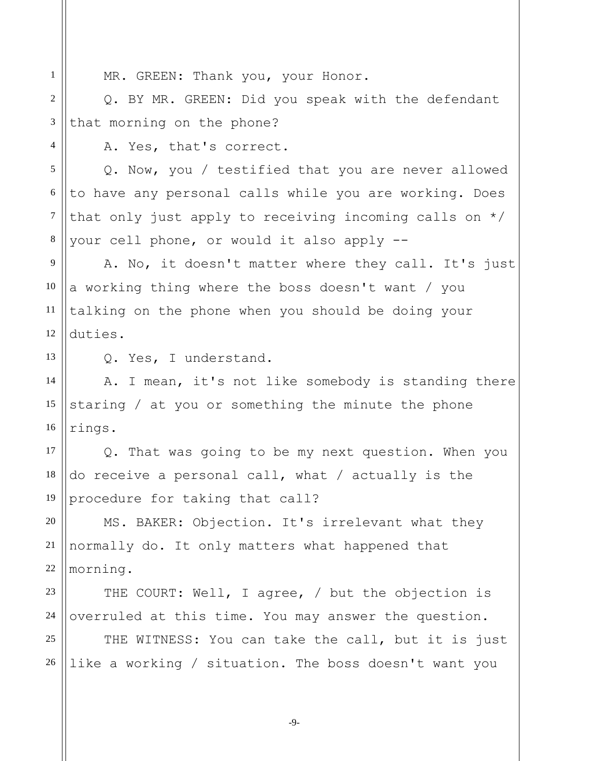MR. GREEN: Thank you, your Honor.

Q. BY MR. GREEN: Did you speak with the defendant that morning on the phone?

A. Yes, that's correct.

Q. Now, you / testified that you are never allowed to have any personal calls while you are working. Does that only just apply to receiving incoming calls on */ your cell phone, or would it also apply --

A. No, it doesn't matter where they call. It's just a working thing where the boss doesn't want / you talking on the phone when you should be doing your duties.

Q. Yes, I understand.

A. I mean, it's not like somebody is standing there staring / at you or something the minute the phone rings.

Q. That was going to be my next question. When you do receive a personal call, what / actually is the procedure for taking that call?

MS. BAKER: Objection. It's irrelevant what they normally do. It only matters what happened that morning.

THE COURT: Well, I agree, / but the objection is overruled at this time. You may answer the question.

THE WITNESS: You can take the call, but it is just like a working / situation. The boss doesn't want you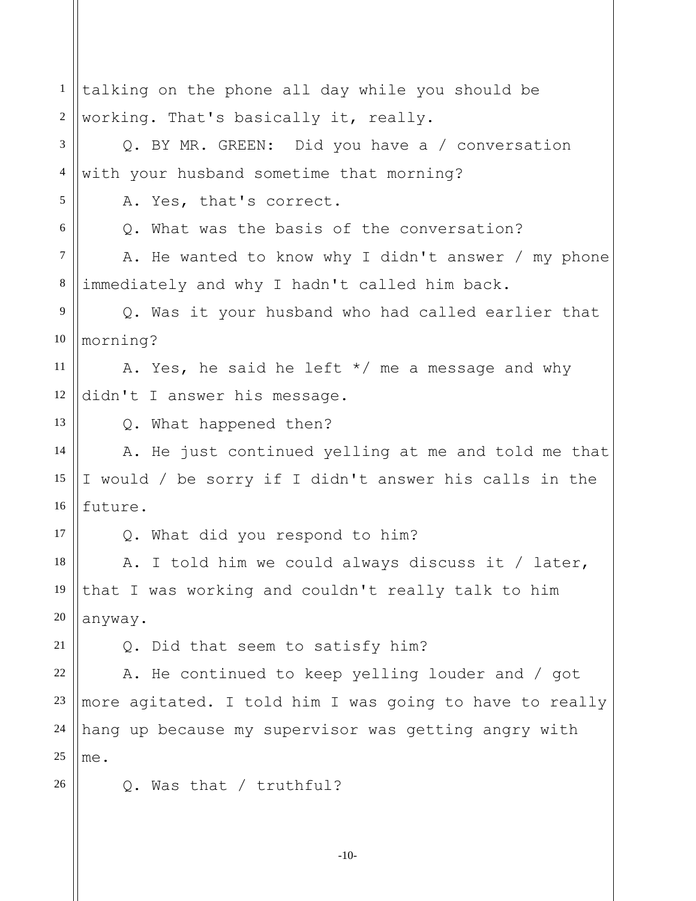talking on the phone all day while you should be working. That's basically it, really.

Q. BY MR. GREEN: Did you have a / conversation with your husband sometime that morning?

A. Yes, that's correct.

Q. What was the basis of the conversation?

A. He wanted to know why I didn't answer / my phone immediately and why I hadn't called him back.

Q. Was it your husband who had called earlier that morning?

A. Yes, he said he left */ me a message and why didn't I answer his message.

Q. What happened then?

A. He just continued yelling at me and told me that I would / be sorry if I didn't answer his calls in the future.

Q. What did you respond to him?

A. I told him we could always discuss it / later, that I was working and couldn't really talk to him anyway.

Q. Did that seem to satisfy him?

A. He continued to keep yelling louder and / got more agitated. I told him I was going to have to really hang up because my supervisor was getting angry with me.

Q. Was that / truthful?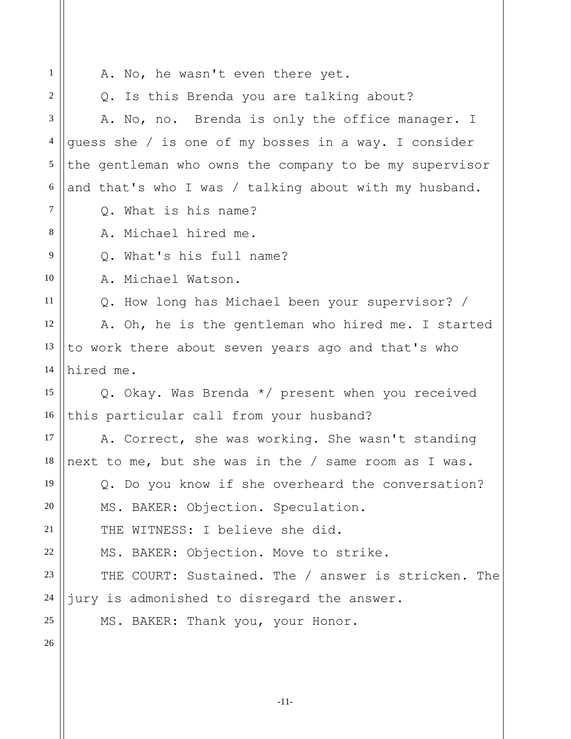A. No, he wasn't even there yet.

Q. Is this Brenda you are talking about?

A. No, no. Brenda is only the office manager. I guess she / is one of my bosses in a way. I consider the gentleman who owns the company to be my supervisor and that's who I was / talking about with my husband.

Q. What is his name?

A. Michael hired me.

Q. What's his full name?

A. Michael Watson.

Q. How long has Michael been your supervisor? /

A. Oh, he is the gentleman who hired me. I started to work there about seven years ago and that's who hired me.

Q. Okay. Was Brenda */ present when you received this particular call from your husband?

A. Correct, she was working. She wasn't standing next to me, but she was in the / same room as I was.

Q. Do you know if she overheard the conversation?

MS. BAKER: Objection. Speculation.

THE WITNESS: I believe she did.

MS. BAKER: Objection. Move to strike.

THE COURT: Sustained. The / answer is stricken. The jury is admonished to disregard the answer.

MS. BAKER: Thank you, your Honor.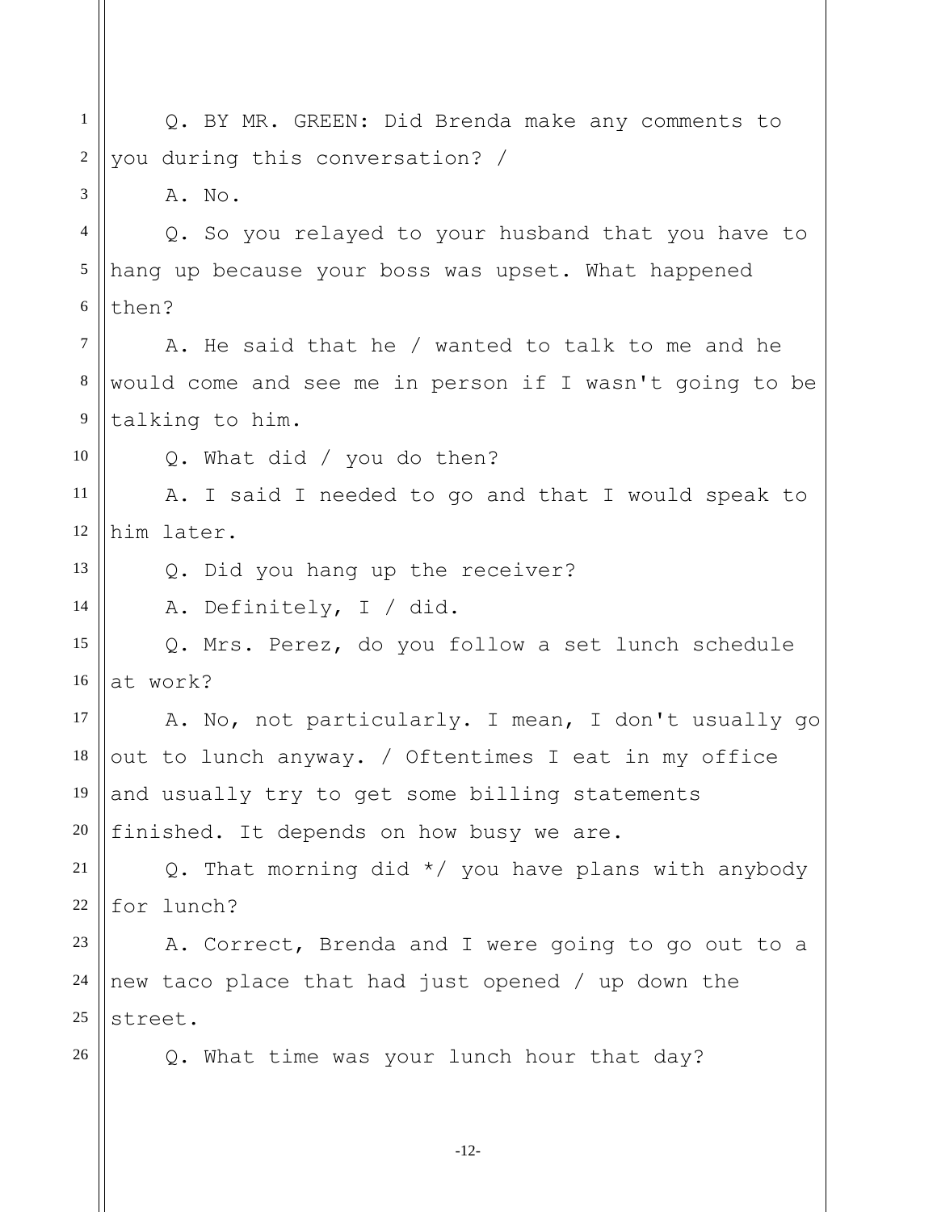Q. BY MR. GREEN: Did Brenda make any comments to you during this conversation? /

A. No.

Q. So you relayed to your husband that you have to hang up because your boss was upset. What happened then?

A. He said that he / wanted to talk to me and he would come and see me in person if I wasn't going to be talking to him.

Q. What did / you do then?

A. I said I needed to go and that I would speak to him later.

Q. Did you hang up the receiver?

A. Definitely, I / did.

Q. Mrs. Perez, do you follow a set lunch schedule at work?

A. No, not particularly. I mean, I don't usually go out to lunch anyway. / Oftentimes I eat in my office and usually try to get some billing statements finished. It depends on how busy we are.

Q. That morning did */ you have plans with anybody for lunch?

A. Correct, Brenda and I were going to go out to a new taco place that had just opened / up down the street.

Q. What time was your lunch hour that day?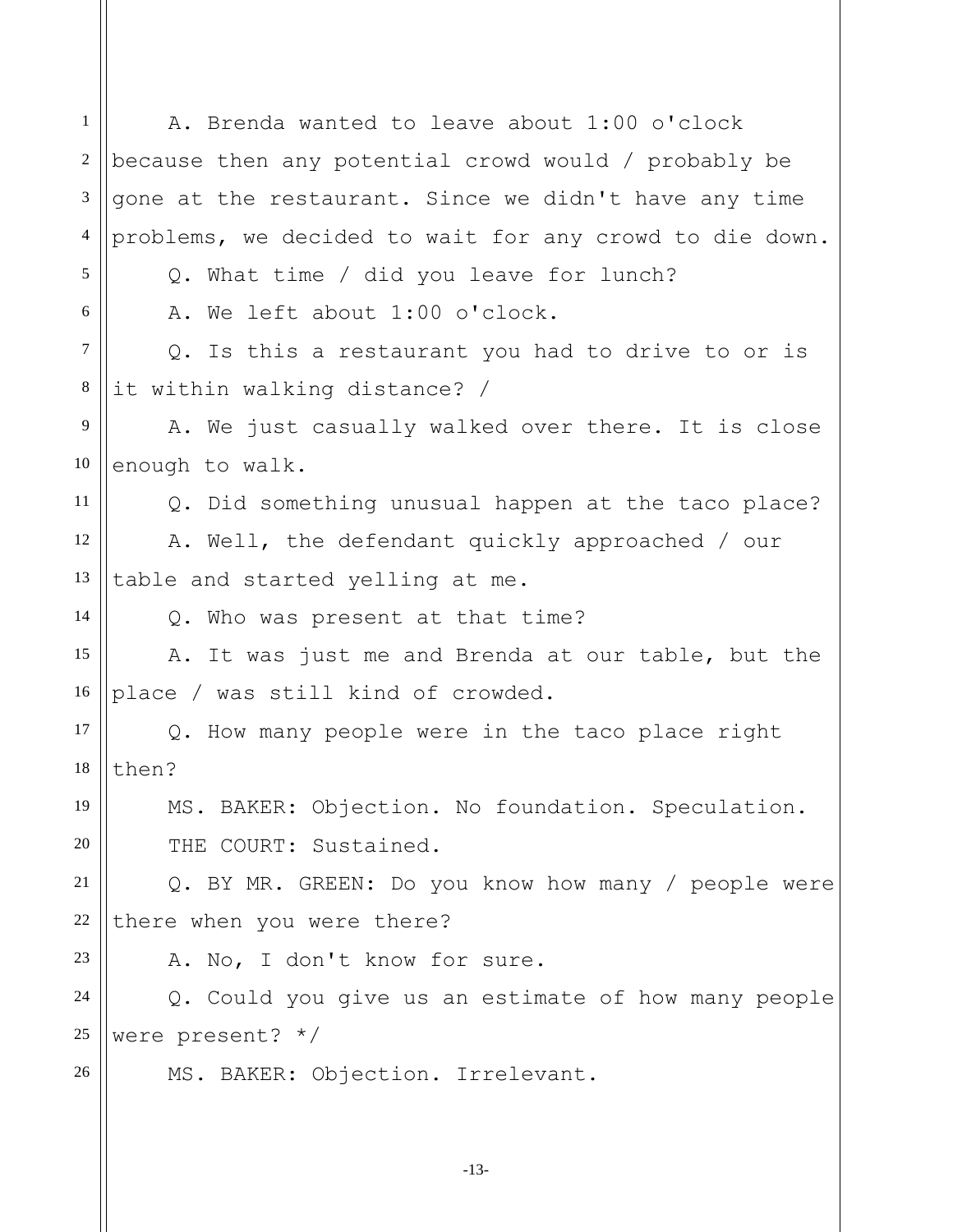A. Brenda wanted to leave about 1:00 o'clock because then any potential crowd would / probably be gone at the restaurant. Since we didn't have any time problems, we decided to wait for any crowd to die down.

Q. What time / did you leave for lunch?

A. We left about 1:00 o'clock.

Q. Is this a restaurant you had to drive to or is it within walking distance? /

A. We just casually walked over there. It is close enough to walk.

Q. Did something unusual happen at the taco place?

A. Well, the defendant quickly approached / our table and started yelling at me.

Q. Who was present at that time?

A. It was just me and Brenda at our table, but the place / was still kind of crowded.

Q. How many people were in the taco place right then?

MS. BAKER: Objection. No foundation. Speculation.

THE COURT: Sustained.

Q. BY MR. GREEN: Do you know how many / people were there when you were there?

A. No, I don't know for sure.

Q. Could you give us an estimate of how many people were present? */

MS. BAKER: Objection. Irrelevant.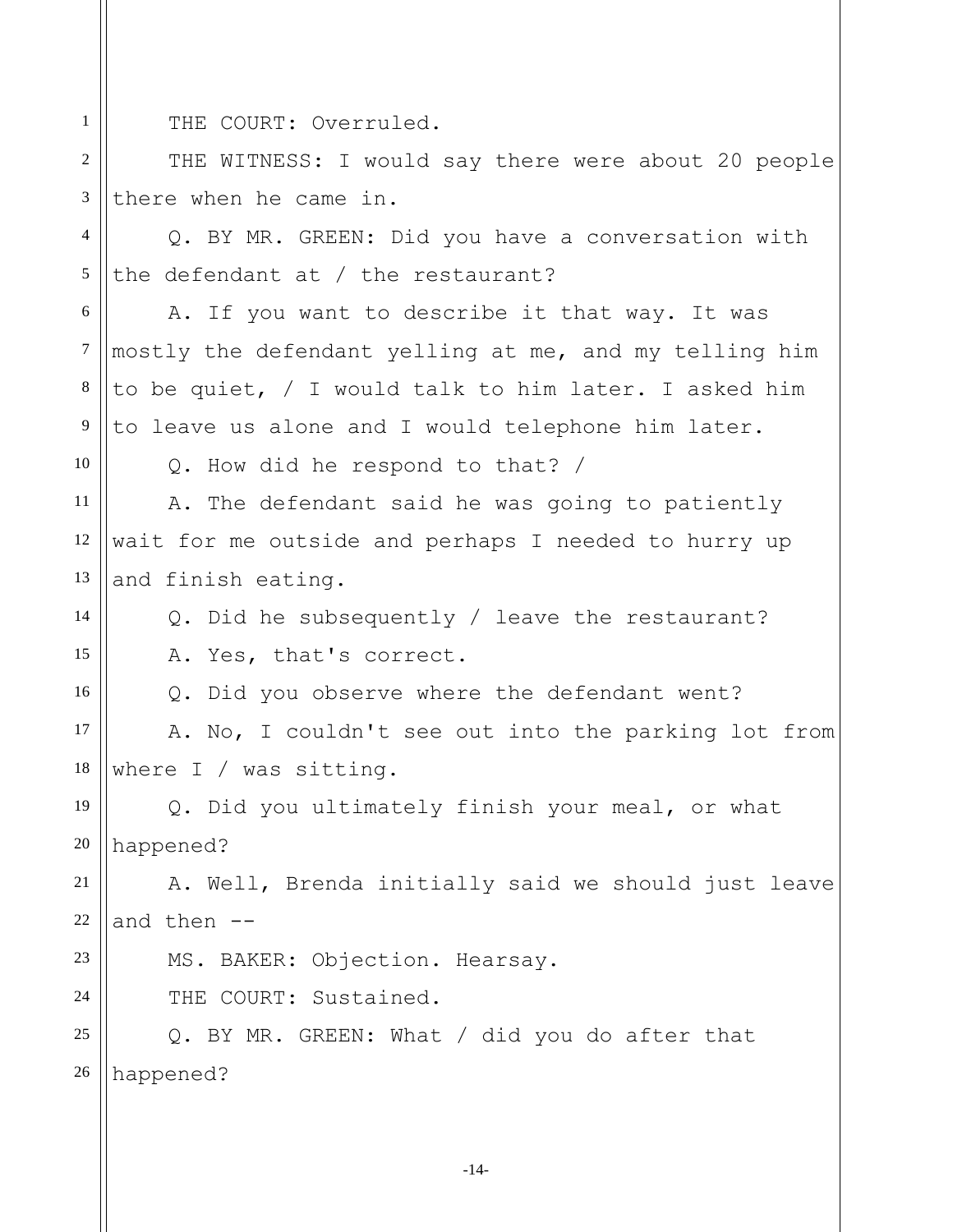THE COURT: Overruled.

THE WITNESS: I would say there were about 20 people there when he came in.

Q. BY MR. GREEN: Did you have a conversation with the defendant at / the restaurant?

A. If you want to describe it that way. It was mostly the defendant yelling at me, and my telling him to be quiet, / I would talk to him later. I asked him to leave us alone and I would telephone him later.

Q. How did he respond to that? /

A. The defendant said he was going to patiently wait for me outside and perhaps I needed to hurry up and finish eating.

Q. Did he subsequently / leave the restaurant?

A. Yes, that's correct.

Q. Did you observe where the defendant went?

A. No, I couldn't see out into the parking lot from where I / was sitting.

Q. Did you ultimately finish your meal, or what happened?

A. Well, Brenda initially said we should just leave and then --

MS. BAKER: Objection. Hearsay.

THE COURT: Sustained.

Q. BY MR. GREEN: What / did you do after that happened?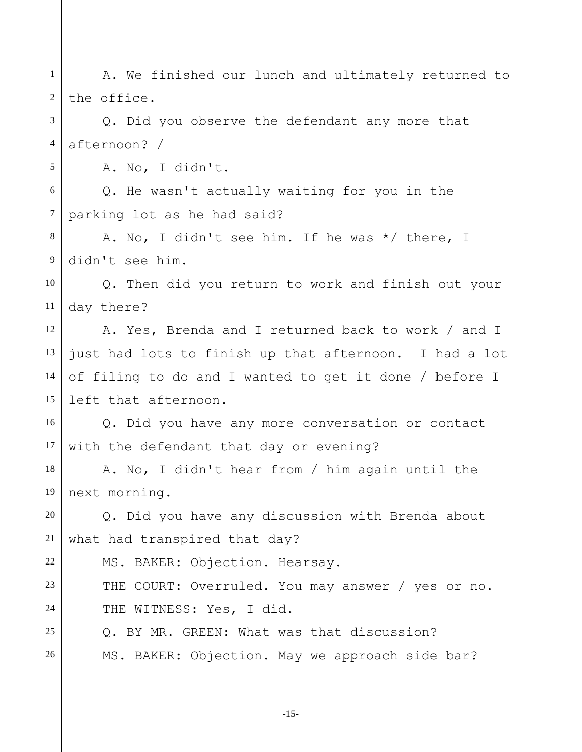A. We finished our lunch and ultimately returned to the office.

Q. Did you observe the defendant any more that afternoon? /

A. No, I didn't.

Q. He wasn't actually waiting for you in the parking lot as he had said?

A. No, I didn't see him. If he was */ there, I didn't see him.

Q. Then did you return to work and finish out your day there?

A. Yes, Brenda and I returned back to work / and I just had lots to finish up that afternoon. I had a lot of filing to do and I wanted to get it done / before I left that afternoon.

Q. Did you have any more conversation or contact with the defendant that day or evening?

A. No, I didn't hear from / him again until the next morning.

Q. Did you have any discussion with Brenda about what had transpired that day?

MS. BAKER: Objection. Hearsay.

THE COURT: Overruled. You may answer / yes or no.

THE WITNESS: Yes, I did.

Q. BY MR. GREEN: What was that discussion?

MS. BAKER: Objection. May we approach side bar?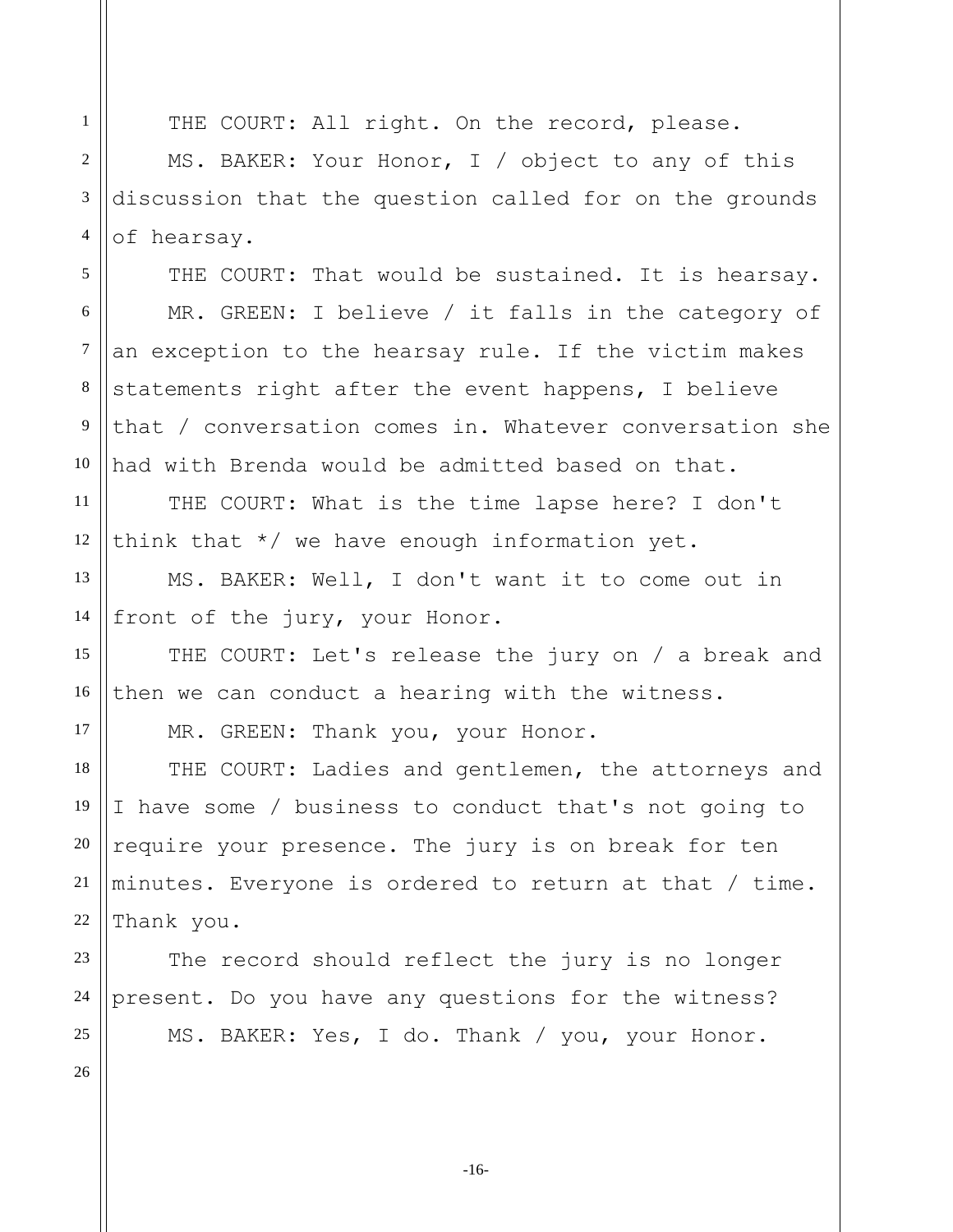THE COURT: All right. On the record, please.

MS. BAKER: Your Honor, I / object to any of this discussion that the question called for on the grounds of hearsay.

THE COURT: That would be sustained. It is hearsay.

MR. GREEN: I believe / it falls in the category of an exception to the hearsay rule. If the victim makes statements right after the event happens, I believe that / conversation comes in. Whatever conversation she had with Brenda would be admitted based on that.

THE COURT: What is the time lapse here? I don't think that */ we have enough information yet.

MS. BAKER: Well, I don't want it to come out in front of the jury, your Honor.

THE COURT: Let's release the jury on / a break and then we can conduct a hearing with the witness.

MR. GREEN: Thank you, your Honor.

THE COURT: Ladies and gentlemen, the attorneys and I have some / business to conduct that's not going to require your presence. The jury is on break for ten minutes. Everyone is ordered to return at that / time. Thank you.

The record should reflect the jury is no longer present. Do you have any questions for the witness?

MS. BAKER: Yes, I do. Thank / you, your Honor.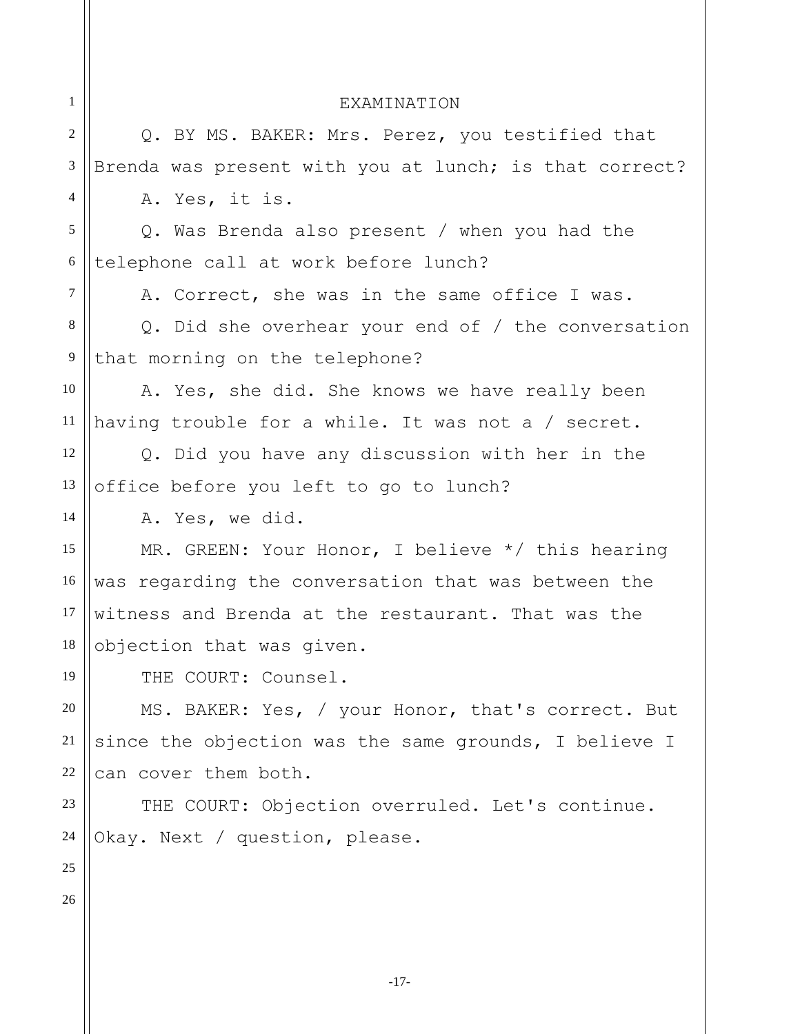EXAMINATION

Q. BY MS. BAKER: Mrs. Perez, you testified that Brenda was present with you at lunch; is that correct?

A. Yes, it is.

Q. Was Brenda also present / when you had the telephone call at work before lunch?

A. Correct, she was in the same office I was.

Q. Did she overhear your end of / the conversation that morning on the telephone?

A. Yes, she did. She knows we have really been having trouble for a while. It was not a / secret.

Q. Did you have any discussion with her in the office before you left to go to lunch?

A. Yes, we did.

MR. GREEN: Your Honor, I believe */ this hearing was regarding the conversation that was between the witness and Brenda at the restaurant. That was the objection that was given.

THE COURT: Counsel.

MS. BAKER: Yes, / your Honor, that's correct. But since the objection was the same grounds, I believe I can cover them both.

THE COURT: Objection overruled. Let's continue. Okay. Next / question, please.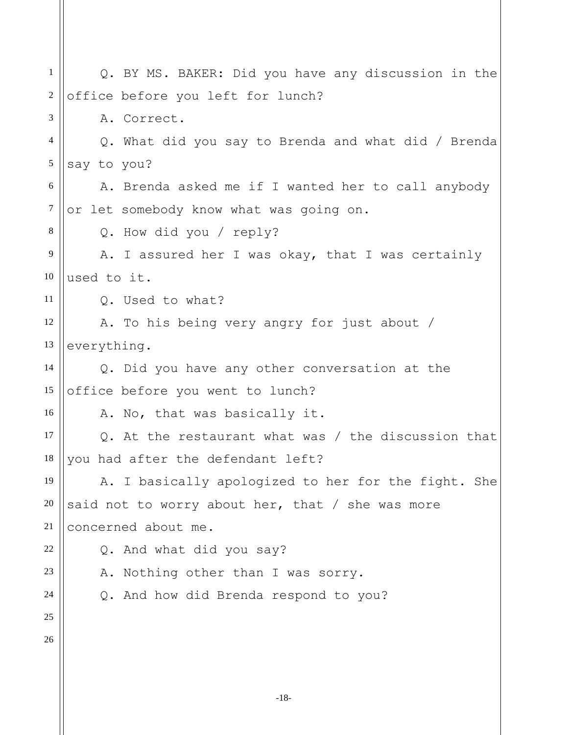Q. BY MS. BAKER: Did you have any discussion in the office before you left for lunch?

A. Correct.

Q. What did you say to Brenda and what did / Brenda say to you?

A. Brenda asked me if I wanted her to call anybody or let somebody know what was going on.

Q. How did you / reply?

A. I assured her I was okay, that I was certainly used to it.

Q. Used to what?

A. To his being very angry for just about / everything.

Q. Did you have any other conversation at the office before you went to lunch?

A. No, that was basically it.

Q. At the restaurant what was / the discussion that you had after the defendant left?

A. I basically apologized to her for the fight. She said not to worry about her, that / she was more concerned about me.

Q. And what did you say?

A. Nothing other than I was sorry.

Q. And how did Brenda respond to you?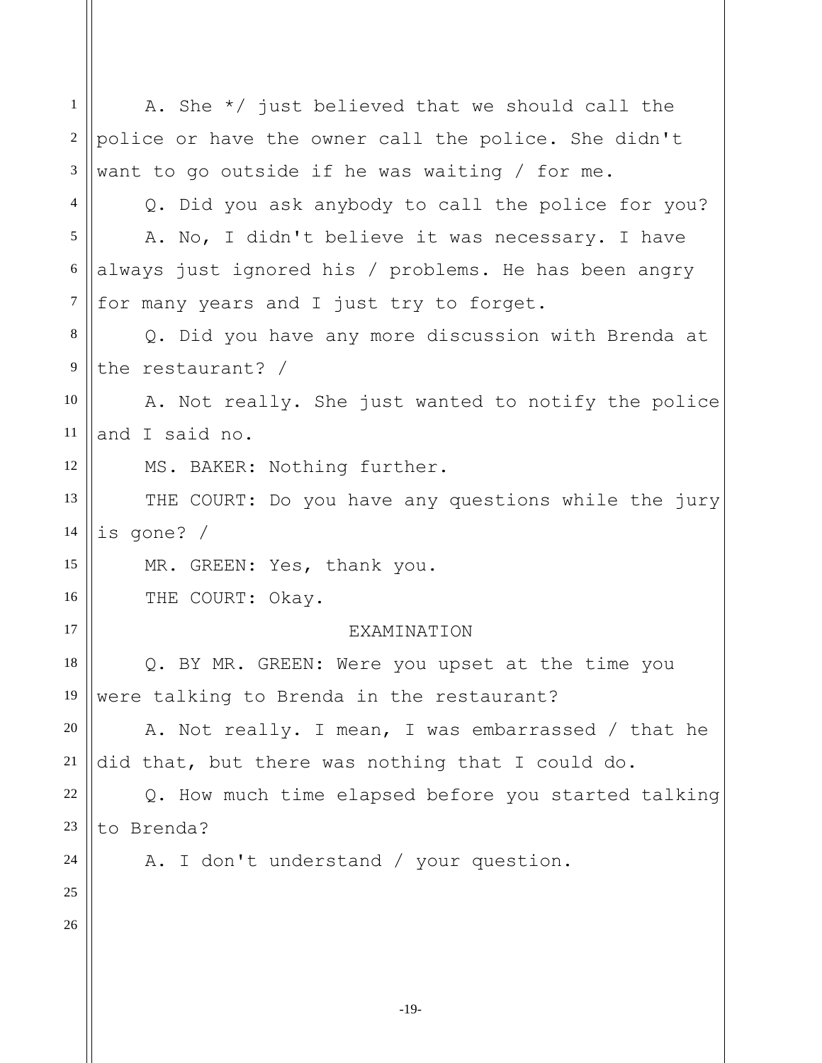A. She */ just believed that we should call the police or have the owner call the police. She didn't want to go outside if he was waiting / for me.

Q. Did you ask anybody to call the police for you?

A. No, I didn't believe it was necessary. I have always just ignored his / problems. He has been angry for many years and I just try to forget.

Q. Did you have any more discussion with Brenda at the restaurant? /

A. Not really. She just wanted to notify the police and I said no.

MS. BAKER: Nothing further.

THE COURT: Do you have any questions while the jury is gone? /

MR. GREEN: Yes, thank you.

THE COURT: Okay.

EXAMINATION

Q. BY MR. GREEN: Were you upset at the time you were talking to Brenda in the restaurant?

A. Not really. I mean, I was embarrassed / that he did that, but there was nothing that I could do.

Q. How much time elapsed before you started talking to Brenda?

A. I don't understand / your question.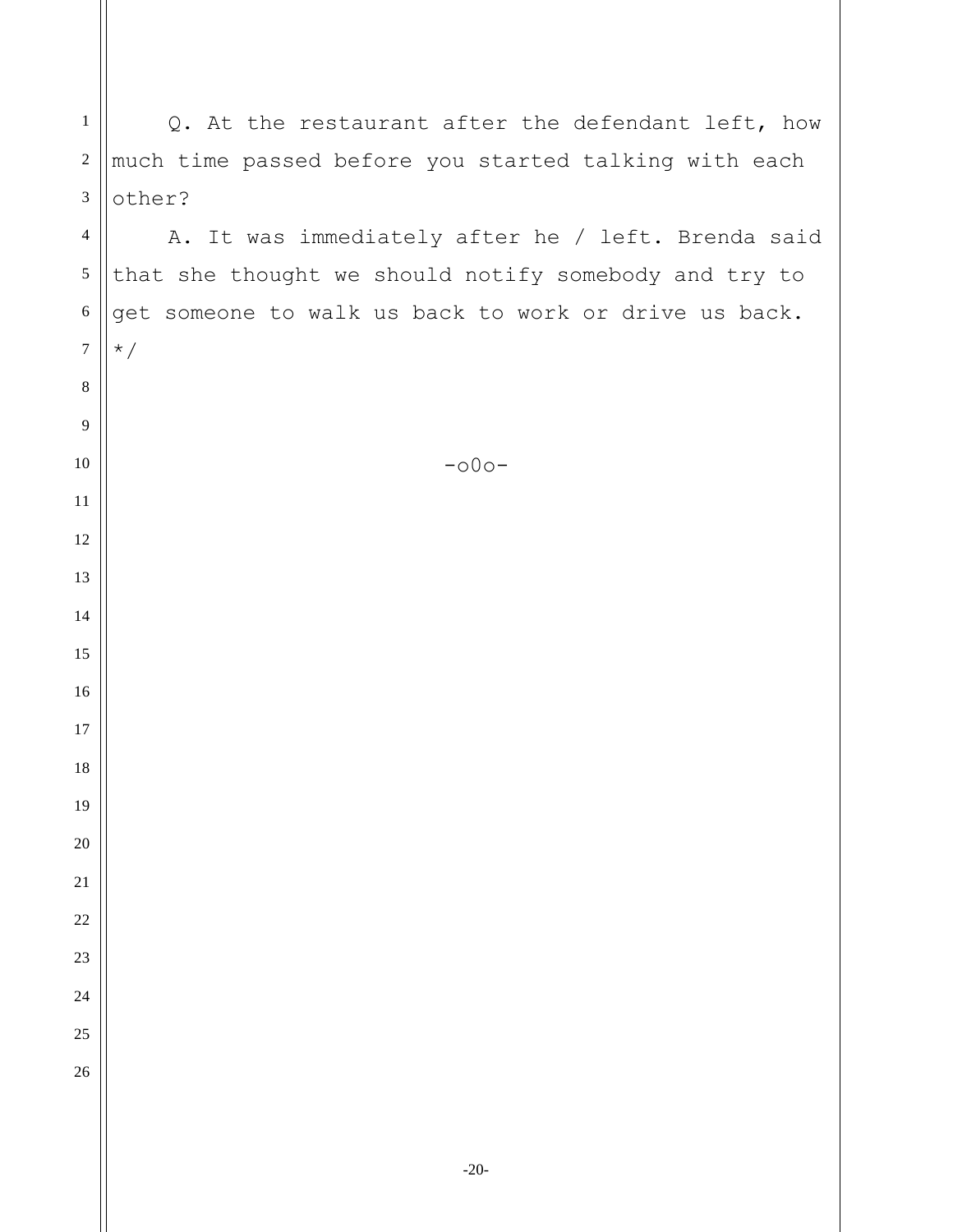Q. At the restaurant after the defendant left, how much time passed before you started talking with each other?

A. It was immediately after he / left. Brenda said that she thought we should notify somebody and try to get someone to walk us back to work or drive us back. */

-o0o-